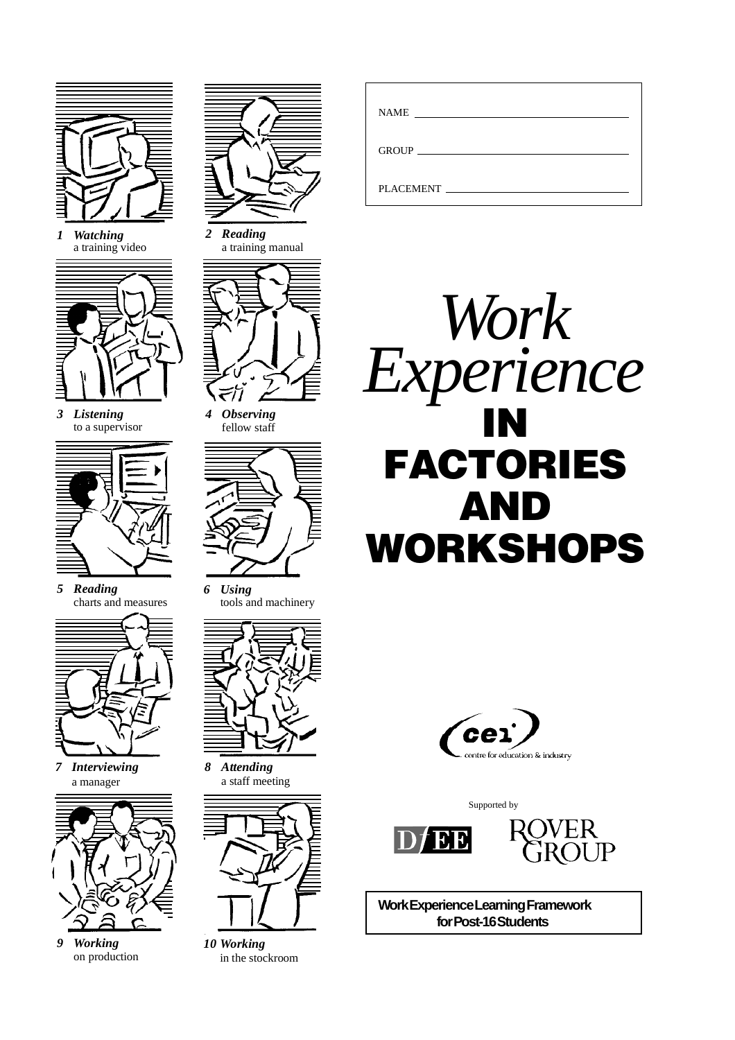NAME ______________________________

GROUP ______________________________

PLACEMENT ______________________________

# *Work Experience* IN FACTORIES AND WORKSHOPS

1 ***Watching*** a training video

2 ***Reading*** a training manual

3 ***Listening*** to a supervisor

4 ***Observing*** fellow staff

5 ***Reading*** charts and measures

6 ***Using*** tools and machinery

7 ***Interviewing*** a manager

8 ***Attending*** a staff meeting

9 ***Working*** on production

10 ***Working*** in the stockroom

cei centre for education & industry

Supported by

DfEE

ROVER GROUP

**Work Experience Learning Framework for Post-16 Students**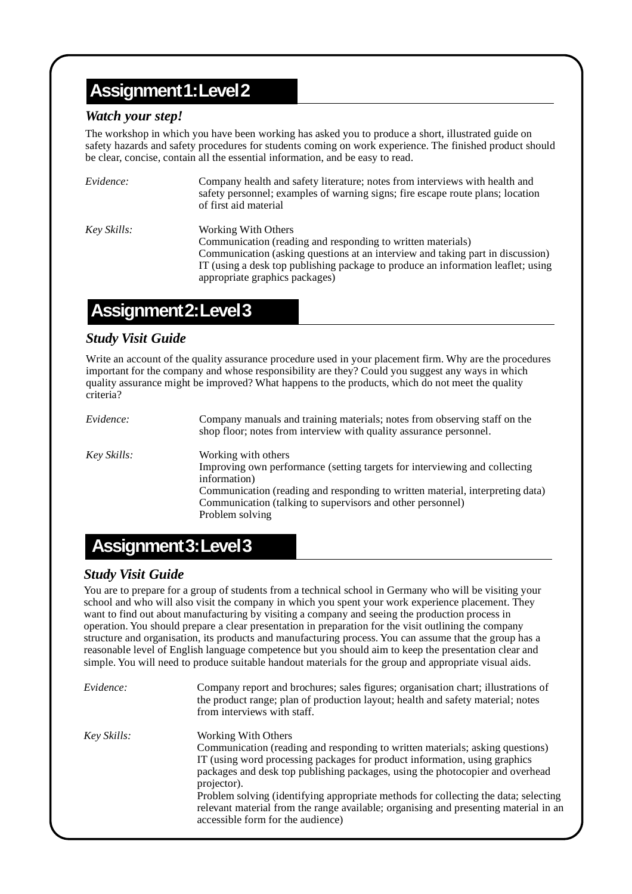## Assignment 1: Level 2

### *Watch your step!*

The workshop in which you have been working has asked you to produce a short, illustrated guide on safety hazards and safety procedures for students coming on work experience. The finished product should be clear, concise, contain all the essential information, and be easy to read.

| | |
|---|---|
| *Evidence:* | Company health and safety literature; notes from interviews with health and safety personnel; examples of warning signs; fire escape route plans; location of first aid material |
| *Key Skills:* | Working With Others<br>Communication (reading and responding to written materials)<br>Communication (asking questions at an interview and taking part in discussion)<br>IT (using a desk top publishing package to produce an information leaflet; using appropriate graphics packages) |

## Assignment 2: Level 3

### *Study Visit Guide*

Write an account of the quality assurance procedure used in your placement firm. Why are the procedures important for the company and whose responsibility are they? Could you suggest any ways in which quality assurance might be improved? What happens to the products, which do not meet the quality criteria?

| | |
|---|---|
| *Evidence:* | Company manuals and training materials; notes from observing staff on the shop floor; notes from interview with quality assurance personnel. |
| *Key Skills:* | Working with others<br>Improving own performance (setting targets for interviewing and collecting information)<br>Communication (reading and responding to written material, interpreting data)<br>Communication (talking to supervisors and other personnel)<br>Problem solving |

## Assignment 3: Level 3

### *Study Visit Guide*

You are to prepare for a group of students from a technical school in Germany who will be visiting your school and who will also visit the company in which you spent your work experience placement. They want to find out about manufacturing by visiting a company and seeing the production process in operation. You should prepare a clear presentation in preparation for the visit outlining the company structure and organisation, its products and manufacturing process. You can assume that the group has a reasonable level of English language competence but you should aim to keep the presentation clear and simple. You will need to produce suitable handout materials for the group and appropriate visual aids.

| | |
|---|---|
| *Evidence:* | Company report and brochures; sales figures; organisation chart; illustrations of the product range; plan of production layout; health and safety material; notes from interviews with staff. |
| *Key Skills:* | Working With Others<br>Communication (reading and responding to written materials; asking questions)<br>IT (using word processing packages for product information, using graphics packages and desk top publishing packages, using the photocopier and overhead projector).<br>Problem solving (identifying appropriate methods for collecting the data; selecting relevant material from the range available; organising and presenting material in an accessible form for the audience) |